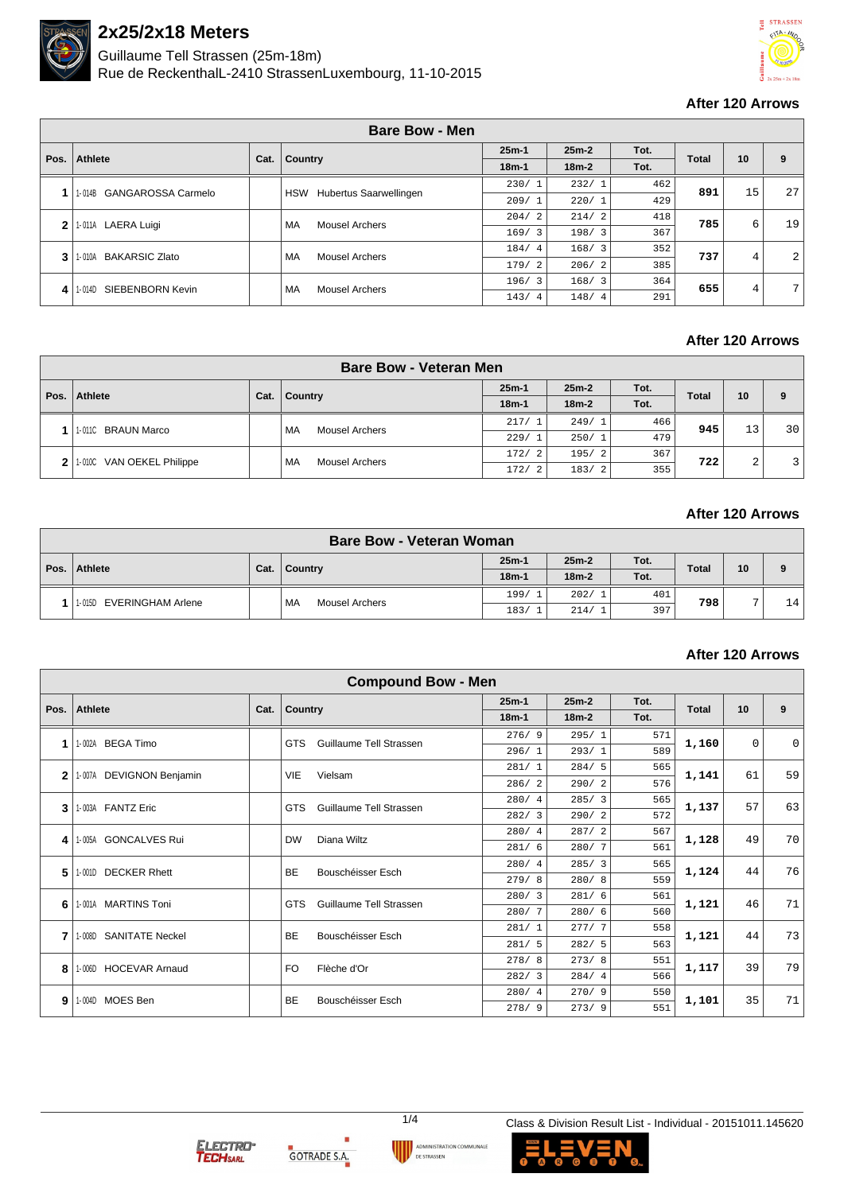# 2x25/2x18 Meters

Guillaume Tell Strassen (25m-18m)
Rue de ReckenthalL-2410 StrassenLuxembourg, 11-10-2015

### After 120 Arrows

| Bare Bow - Men | | | | | | | | | |
|---|---|---|---|---|---|---|---|---|---|
| Pos. | Athlete | Cat. | Country | 25m-1 / 18m-1 | 25m-2 / 18m-2 | Tot. / Tot. | Total | 10 | 9 |
| 1 | 1-014B GANGAROSSA Carmelo | | HSW Hubertus Saarwellingen | 230/ 1 | 232/ 1 | 462 | 891 | 15 | 27 |
| | | | | 209/ 1 | 220/ 1 | 429 | | | |
| 2 | 1-011A LAERA Luigi | | MA Mousel Archers | 204/ 2 | 214/ 2 | 418 | 785 | 6 | 19 |
| | | | | 169/ 3 | 198/ 3 | 367 | | | |
| 3 | 1-010A BAKARSIC Zlato | | MA Mousel Archers | 184/ 4 | 168/ 3 | 352 | 737 | 4 | 2 |
| | | | | 179/ 2 | 206/ 2 | 385 | | | |
| 4 | 1-014D SIEBENBORN Kevin | | MA Mousel Archers | 196/ 3 | 168/ 3 | 364 | 655 | 4 | 7 |
| | | | | 143/ 4 | 148/ 4 | 291 | | | |

### After 120 Arrows

| Bare Bow - Veteran Men | | | | | | | | | |
|---|---|---|---|---|---|---|---|---|---|
| Pos. | Athlete | Cat. | Country | 25m-1 / 18m-1 | 25m-2 / 18m-2 | Tot. / Tot. | Total | 10 | 9 |
| 1 | 1-011C BRAUN Marco | | MA Mousel Archers | 217/ 1 | 249/ 1 | 466 | 945 | 13 | 30 |
| | | | | 229/ 1 | 250/ 1 | 479 | | | |
| 2 | 1-010C VAN OEKEL Philippe | | MA Mousel Archers | 172/ 2 | 195/ 2 | 367 | 722 | 2 | 3 |
| | | | | 172/ 2 | 183/ 2 | 355 | | | |

### After 120 Arrows

| Bare Bow - Veteran Woman | | | | | | | | | |
|---|---|---|---|---|---|---|---|---|---|
| Pos. | Athlete | Cat. | Country | 25m-1 / 18m-1 | 25m-2 / 18m-2 | Tot. / Tot. | Total | 10 | 9 |
| 1 | 1-015D EVERINGHAM Arlene | | MA Mousel Archers | 199/ 1 | 202/ 1 | 401 | 798 | 7 | 14 |
| | | | | 183/ 1 | 214/ 1 | 397 | | | |

### After 120 Arrows

| Compound Bow - Men | | | | | | | | | |
|---|---|---|---|---|---|---|---|---|---|
| Pos. | Athlete | Cat. | Country | 25m-1 / 18m-1 | 25m-2 / 18m-2 | Tot. / Tot. | Total | 10 | 9 |
| 1 | 1-002A BEGA Timo | | GTS Guillaume Tell Strassen | 276/ 9 | 295/ 1 | 571 | 1,160 | 0 | 0 |
| | | | | 296/ 1 | 293/ 1 | 589 | | | |
| 2 | 1-007A DEVIGNON Benjamin | | VIE Vielsam | 281/ 1 | 284/ 5 | 565 | 1,141 | 61 | 59 |
| | | | | 286/ 2 | 290/ 2 | 576 | | | |
| 3 | 1-003A FANTZ Eric | | GTS Guillaume Tell Strassen | 280/ 4 | 285/ 3 | 565 | 1,137 | 57 | 63 |
| | | | | 282/ 3 | 290/ 2 | 572 | | | |
| 4 | 1-005A GONCALVES Rui | | DW Diana Wiltz | 280/ 4 | 287/ 2 | 567 | 1,128 | 49 | 70 |
| | | | | 281/ 6 | 280/ 7 | 561 | | | |
| 5 | 1-001D DECKER Rhett | | BE Bouschéisser Esch | 280/ 4 | 285/ 3 | 565 | 1,124 | 44 | 76 |
| | | | | 279/ 8 | 280/ 8 | 559 | | | |
| 6 | 1-001A MARTINS Toni | | GTS Guillaume Tell Strassen | 280/ 3 | 281/ 6 | 561 | 1,121 | 46 | 71 |
| | | | | 280/ 7 | 280/ 6 | 560 | | | |
| 7 | 1-008D SANITATE Neckel | | BE Bouschéisser Esch | 281/ 1 | 277/ 7 | 558 | 1,121 | 44 | 73 |
| | | | | 281/ 5 | 282/ 5 | 563 | | | |
| 8 | 1-006D HOCEVAR Arnaud | | FO Flèche d'Or | 278/ 8 | 273/ 8 | 551 | 1,117 | 39 | 79 |
| | | | | 282/ 3 | 284/ 4 | 566 | | | |
| 9 | 1-004D MOES Ben | | BE Bouschéisser Esch | 280/ 4 | 270/ 9 | 550 | 1,101 | 35 | 71 |
| | | | | 278/ 9 | 273/ 9 | 551 | | | |

Class & Division Result List - Individual - 20151011.145620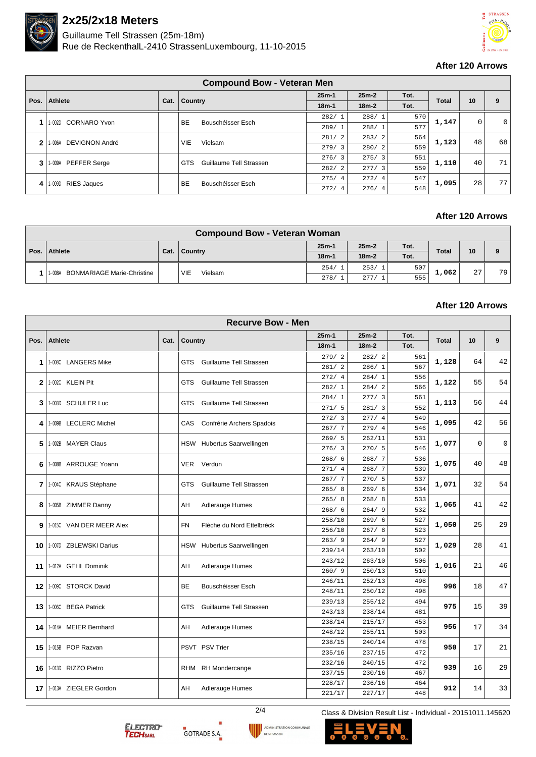# 2x25/2x18 Meters

Guillaume Tell Strassen (25m-18m)
Rue de ReckenthalL-2410 StrassenLuxembourg, 11-10-2015

**After 120 Arrows**

## Compound Bow - Veteran Men

| Pos. | Athlete | Cat. | Country | | 25m-1 / 18m-1 | 25m-2 / 18m-2 | Tot. / Tot. | Total | 10 | 9 |
|---|---|---|---|---|---|---|---|---|---|---|
| 1 | 1-002D CORNARO Yvon | | BE | Bouschéisser Esch | 282/ 1 | 288/ 1 | 570 | 1,147 | 0 | 0 |
| | | | | | 289/ 1 | 288/ 1 | 577 | | | |
| 2 | 1-006A DEVIGNON André | | VIE | Vielsam | 281/ 2 | 283/ 2 | 564 | 1,123 | 48 | 68 |
| | | | | | 279/ 3 | 280/ 2 | 559 | | | |
| 3 | 1-009A PEFFER Serge | | GTS | Guillaume Tell Strassen | 276/ 3 | 275/ 3 | 551 | 1,110 | 40 | 71 |
| | | | | | 282/ 2 | 277/ 3 | 559 | | | |
| 4 | 1-009D RIES Jaques | | BE | Bouschéisser Esch | 275/ 4 | 272/ 4 | 547 | 1,095 | 28 | 77 |
| | | | | | 272/ 4 | 276/ 4 | 548 | | | |

**After 120 Arrows**

## Compound Bow - Veteran Woman

| Pos. | Athlete | Cat. | Country | | 25m-1 / 18m-1 | 25m-2 / 18m-2 | Tot. / Tot. | Total | 10 | 9 |
|---|---|---|---|---|---|---|---|---|---|---|
| 1 | 1-008A BONMARIAGE Marie-Christine | | VIE | Vielsam | 254/ 1 | 253/ 1 | 507 | 1,062 | 27 | 79 |
| | | | | | 278/ 1 | 277/ 1 | 555 | | | |

**After 120 Arrows**

## Recurve Bow - Men

| Pos. | Athlete | Cat. | Country | | 25m-1 / 18m-1 | 25m-2 / 18m-2 | Tot. / Tot. | Total | 10 | 9 |
|---|---|---|---|---|---|---|---|---|---|---|
| 1 | 1-008C LANGERS Mike | | GTS | Guillaume Tell Strassen | 279/ 2 | 282/ 2 | 561 | 1,128 | 64 | 42 |
| | | | | | 281/ 2 | 286/ 1 | 567 | | | |
| 2 | 1-002C KLEIN Pit | | GTS | Guillaume Tell Strassen | 272/ 4 | 284/ 1 | 556 | 1,122 | 55 | 54 |
| | | | | | 282/ 1 | 284/ 2 | 566 | | | |
| 3 | 1-003D SCHULER Luc | | GTS | Guillaume Tell Strassen | 284/ 1 | 277/ 3 | 561 | 1,113 | 56 | 44 |
| | | | | | 271/ 5 | 281/ 3 | 552 | | | |
| 4 | 1-009B LECLERC Michel | | CAS | Confrérie Archers Spadois | 272/ 3 | 277/ 4 | 549 | 1,095 | 42 | 56 |
| | | | | | 267/ 7 | 279/ 4 | 546 | | | |
| 5 | 1-002B MAYER Claus | | HSW | Hubertus Saarwellingen | 269/ 5 | 262/11 | 531 | 1,077 | 0 | 0 |
| | | | | | 276/ 3 | 270/ 5 | 546 | | | |
| 6 | 1-008B ARROUGE Yoann | | VER | Verdun | 268/ 6 | 268/ 7 | 536 | 1,075 | 40 | 48 |
| | | | | | 271/ 4 | 268/ 7 | 539 | | | |
| 7 | 1-004C KRAUS Stéphane | | GTS | Guillaume Tell Strassen | 267/ 7 | 270/ 5 | 537 | 1,071 | 32 | 54 |
| | | | | | 265/ 8 | 269/ 6 | 534 | | | |
| 8 | 1-005B ZIMMER Danny | | AH | Adlerauge Humes | 265/ 8 | 268/ 8 | 533 | 1,065 | 41 | 42 |
| | | | | | 268/ 6 | 264/ 9 | 532 | | | |
| 9 | 1-015C VAN DER MEER Alex | | FN | Flèche du Nord Ettelbréck | 258/10 | 269/ 6 | 527 | 1,050 | 25 | 29 |
| | | | | | 256/10 | 267/ 8 | 523 | | | |
| 10 | 1-007D ZBLEWSKI Darius | | HSW | Hubertus Saarwellingen | 263/ 9 | 264/ 9 | 527 | 1,029 | 28 | 41 |
| | | | | | 239/14 | 263/10 | 502 | | | |
| 11 | 1-012A GEHL Dominik | | AH | Adlerauge Humes | 243/12 | 263/10 | 506 | 1,016 | 21 | 46 |
| | | | | | 260/ 9 | 250/13 | 510 | | | |
| 12 | 1-009C STORCK David | | BE | Bouschéisser Esch | 246/11 | 252/13 | 498 | 996 | 18 | 47 |
| | | | | | 248/11 | 250/12 | 498 | | | |
| 13 | 1-006C BEGA Patrick | | GTS | Guillaume Tell Strassen | 239/13 | 255/12 | 494 | 975 | 15 | 39 |
| | | | | | 243/13 | 238/14 | 481 | | | |
| 14 | 1-014A MEIER Bernhard | | AH | Adlerauge Humes | 238/14 | 215/17 | 453 | 956 | 17 | 34 |
| | | | | | 248/12 | 255/11 | 503 | | | |
| 15 | 1-015B POP Razvan | | PSVT | PSV Trier | 238/15 | 240/14 | 478 | 950 | 17 | 21 |
| | | | | | 235/16 | 237/15 | 472 | | | |
| 16 | 1-013D RIZZO Pietro | | RHM | RH Mondercange | 232/16 | 240/15 | 472 | 939 | 16 | 29 |
| | | | | | 237/15 | 230/16 | 467 | | | |
| 17 | 1-013A ZIEGLER Gordon | | AH | Adlerauge Humes | 228/17 | 236/16 | 464 | 912 | 14 | 33 |
| | | | | | 221/17 | 227/17 | 448 | | | |

Class & Division Result List - Individual - 20151011.145620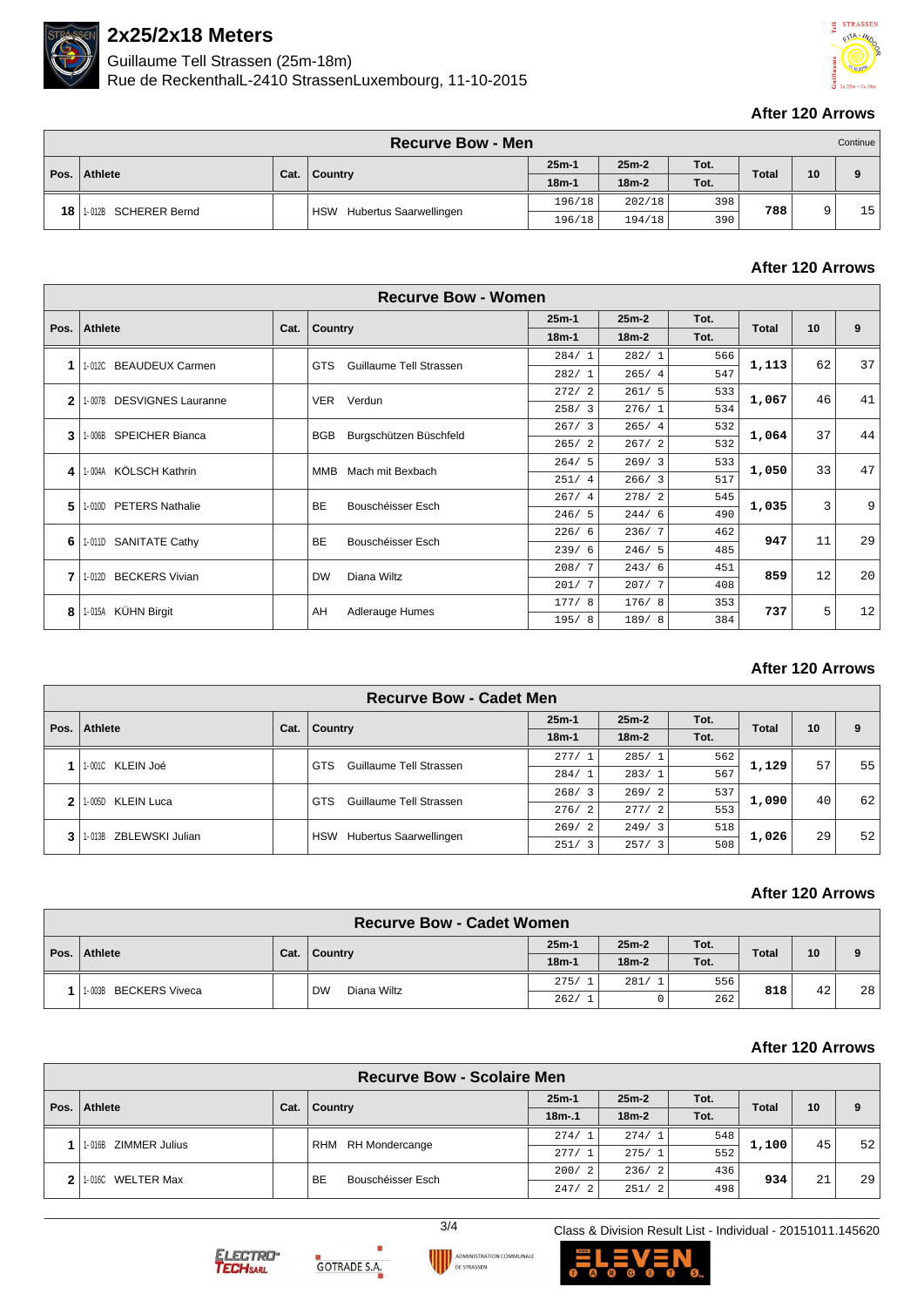# 2x25/2x18 Meters

Guillaume Tell Strassen (25m-18m)
Rue de ReckenthalL-2410 StrassenLuxembourg, 11-10-2015

### After 120 Arrows

**Recurve Bow - Men** — Continue

| Pos. | Athlete | Cat. | Country | 25m-1 / 18m-1 | 25m-2 / 18m-2 | Tot. / Tot. | Total | 10 | 9 |
|---|---|---|---|---|---|---|---|---|---|
| 18 | 1-012B SCHERER Bernd | | HSW Hubertus Saarwellingen | 196/18 | 202/18 | 398 | 788 | 9 | 15 |
| | | | | 196/18 | 194/18 | 390 | | | |

### After 120 Arrows

**Recurve Bow - Women**

| Pos. | Athlete | Cat. | Country | 25m-1 / 18m-1 | 25m-2 / 18m-2 | Tot. / Tot. | Total | 10 | 9 |
|---|---|---|---|---|---|---|---|---|---|
| 1 | 1-012C BEAUDEUX Carmen | | GTS Guillaume Tell Strassen | 284/ 1 | 282/ 1 | 566 | 1,113 | 62 | 37 |
| | | | | 282/ 1 | 265/ 4 | 547 | | | |
| 2 | 1-007B DESVIGNES Lauranne | | VER Verdun | 272/ 2 | 261/ 5 | 533 | 1,067 | 46 | 41 |
| | | | | 258/ 3 | 276/ 1 | 534 | | | |
| 3 | 1-006B SPEICHER Bianca | | BGB Burgschützen Büschfeld | 267/ 3 | 265/ 4 | 532 | 1,064 | 37 | 44 |
| | | | | 265/ 2 | 267/ 2 | 532 | | | |
| 4 | 1-004A KÖLSCH Kathrin | | MMB Mach mit Bexbach | 264/ 5 | 269/ 3 | 533 | 1,050 | 33 | 47 |
| | | | | 251/ 4 | 266/ 3 | 517 | | | |
| 5 | 1-010D PETERS Nathalie | | BE Bouschéisser Esch | 267/ 4 | 278/ 2 | 545 | 1,035 | 3 | 9 |
| | | | | 246/ 5 | 244/ 6 | 490 | | | |
| 6 | 1-011D SANITATE Cathy | | BE Bouschéisser Esch | 226/ 6 | 236/ 7 | 462 | 947 | 11 | 29 |
| | | | | 239/ 6 | 246/ 5 | 485 | | | |
| 7 | 1-012D BECKERS Vivian | | DW Diana Wiltz | 208/ 7 | 243/ 6 | 451 | 859 | 12 | 20 |
| | | | | 201/ 7 | 207/ 7 | 408 | | | |
| 8 | 1-015A KÜHN Birgit | | AH Adlerauge Humes | 177/ 8 | 176/ 8 | 353 | 737 | 5 | 12 |
| | | | | 195/ 8 | 189/ 8 | 384 | | | |

### After 120 Arrows

**Recurve Bow - Cadet Men**

| Pos. | Athlete | Cat. | Country | 25m-1 / 18m-1 | 25m-2 / 18m-2 | Tot. / Tot. | Total | 10 | 9 |
|---|---|---|---|---|---|---|---|---|---|
| 1 | 1-001C KLEIN Joé | | GTS Guillaume Tell Strassen | 277/ 1 | 285/ 1 | 562 | 1,129 | 57 | 55 |
| | | | | 284/ 1 | 283/ 1 | 567 | | | |
| 2 | 1-005D KLEIN Luca | | GTS Guillaume Tell Strassen | 268/ 3 | 269/ 2 | 537 | 1,090 | 40 | 62 |
| | | | | 276/ 2 | 277/ 2 | 553 | | | |
| 3 | 1-013B ZBLEWSKI Julian | | HSW Hubertus Saarwellingen | 269/ 2 | 249/ 3 | 518 | 1,026 | 29 | 52 |
| | | | | 251/ 3 | 257/ 3 | 508 | | | |

### After 120 Arrows

**Recurve Bow - Cadet Women**

| Pos. | Athlete | Cat. | Country | 25m-1 / 18m-1 | 25m-2 / 18m-2 | Tot. / Tot. | Total | 10 | 9 |
|---|---|---|---|---|---|---|---|---|---|
| 1 | 1-003B BECKERS Viveca | | DW Diana Wiltz | 275/ 1 | 281/ 1 | 556 | 818 | 42 | 28 |
| | | | | 262/ 1 | 0 | 262 | | | |

### After 120 Arrows

**Recurve Bow - Scolaire Men**

| Pos. | Athlete | Cat. | Country | 25m-1 / 18m-.1 | 25m-2 / 18m-2 | Tot. / Tot. | Total | 10 | 9 |
|---|---|---|---|---|---|---|---|---|---|
| 1 | 1-016B ZIMMER Julius | | RHM RH Mondercange | 274/ 1 | 274/ 1 | 548 | 1,100 | 45 | 52 |
| | | | | 277/ 1 | 275/ 1 | 552 | | | |
| 2 | 1-016C WELTER Max | | BE Bouschéisser Esch | 200/ 2 | 236/ 2 | 436 | 934 | 21 | 29 |
| | | | | 247/ 2 | 251/ 2 | 498 | | | |

Class & Division Result List - Individual - 20151011.145620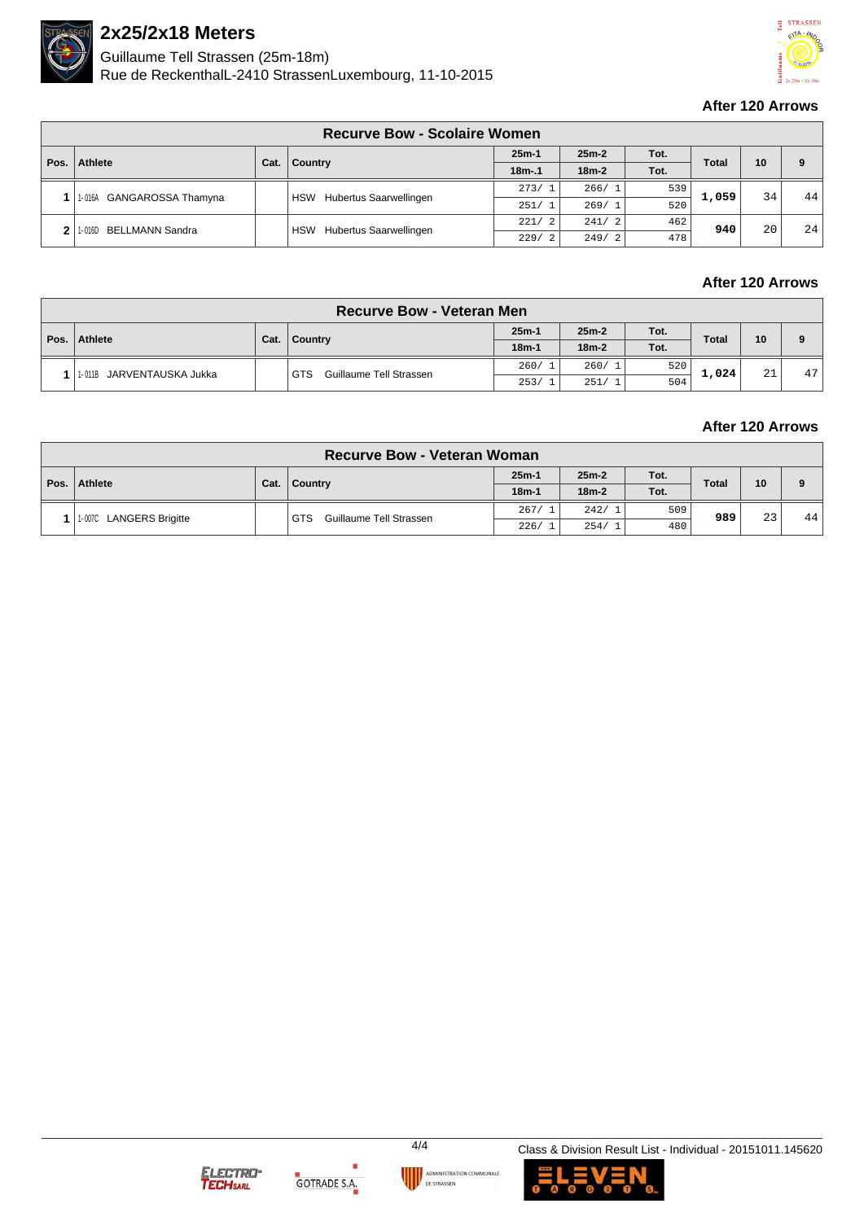# 2x25/2x18 Meters

Guillaume Tell Strassen (25m-18m)
Rue de ReckenthalL-2410 StrassenLuxembourg, 11-10-2015

**After 120 Arrows**

| Recurve Bow - Scolaire Women | | | | | | | | | |
|---|---|---|---|---|---|---|---|---|---|
| Pos. | Athlete | Cat. | Country | 25m-1 / 18m-.1 | 25m-2 / 18m-2 | Tot. / Tot. | Total | 10 | 9 |
| 1 | 1-016A GANGAROSSA Thamyna | | HSW Hubertus Saarwellingen | 273/ 1 | 266/ 1 | 539 | 1,059 | 34 | 44 |
| | | | | 251/ 1 | 269/ 1 | 520 | | | |
| 2 | 1-016D BELLMANN Sandra | | HSW Hubertus Saarwellingen | 221/ 2 | 241/ 2 | 462 | 940 | 20 | 24 |
| | | | | 229/ 2 | 249/ 2 | 478 | | | |

**After 120 Arrows**

| Recurve Bow - Veteran Men | | | | | | | | | |
|---|---|---|---|---|---|---|---|---|---|
| Pos. | Athlete | Cat. | Country | 25m-1 / 18m-1 | 25m-2 / 18m-2 | Tot. / Tot. | Total | 10 | 9 |
| 1 | 1-011B JARVENTAUSKA Jukka | | GTS Guillaume Tell Strassen | 260/ 1 | 260/ 1 | 520 | 1,024 | 21 | 47 |
| | | | | 253/ 1 | 251/ 1 | 504 | | | |

**After 120 Arrows**

| Recurve Bow - Veteran Woman | | | | | | | | | |
|---|---|---|---|---|---|---|---|---|---|
| Pos. | Athlete | Cat. | Country | 25m-1 / 18m-1 | 25m-2 / 18m-2 | Tot. / Tot. | Total | 10 | 9 |
| 1 | 1-007C LANGERS Brigitte | | GTS Guillaume Tell Strassen | 267/ 1 | 242/ 1 | 509 | 989 | 23 | 44 |
| | | | | 226/ 1 | 254/ 1 | 480 | | | |

Class & Division Result List - Individual - 20151011.145620